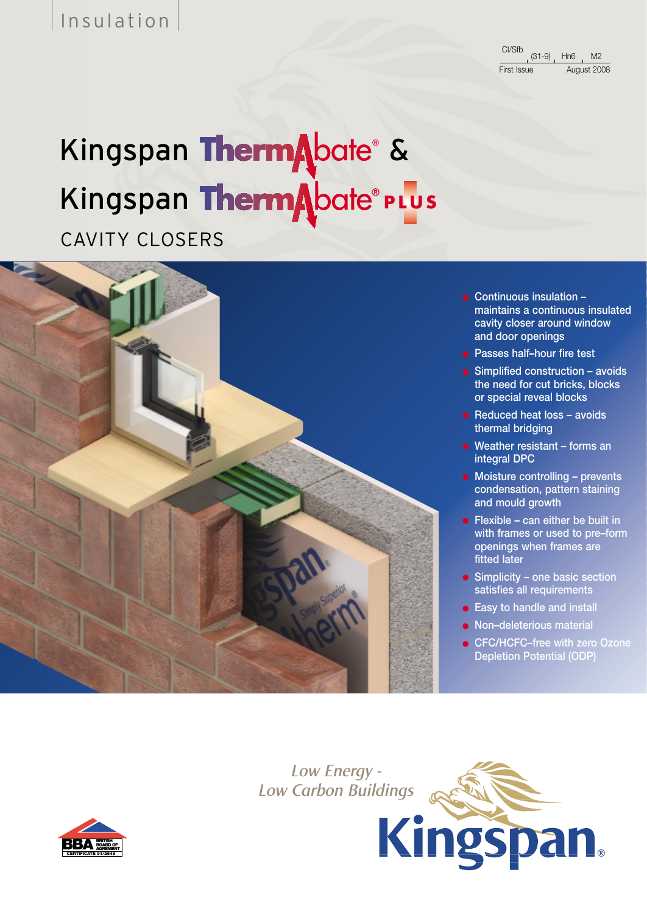Insulation

CI/SfB (31-9) Hn6 M2

First Issue August 2008

# Kingspan ThermAbate® & Kingspan ThermAbate® PLUS

## CAVITY CLOSERS

- Continuous insulation – maintains a continuous insulated cavity closer around window and door openings
- Passes half–hour fire test
- Simplified construction – avoids the need for cut bricks, blocks or special reveal blocks
- Reduced heat loss – avoids thermal bridging
- Weather resistant – forms an integral DPC
- Moisture controlling – prevents condensation, pattern staining and mould growth
- Flexible – can either be built in with frames or used to pre–form openings when frames are fitted later
- Simplicity – one basic section satisfies all requirements
- Easy to handle and install
- Non–deleterious material
- CFC/HCFC–free with zero Ozone Depletion Potential (ODP)

*Low Energy - Low Carbon Buildings*

BBA BRITISH BOARD OF AGREMENT CERTIFICATE 91/2648

Kingspan®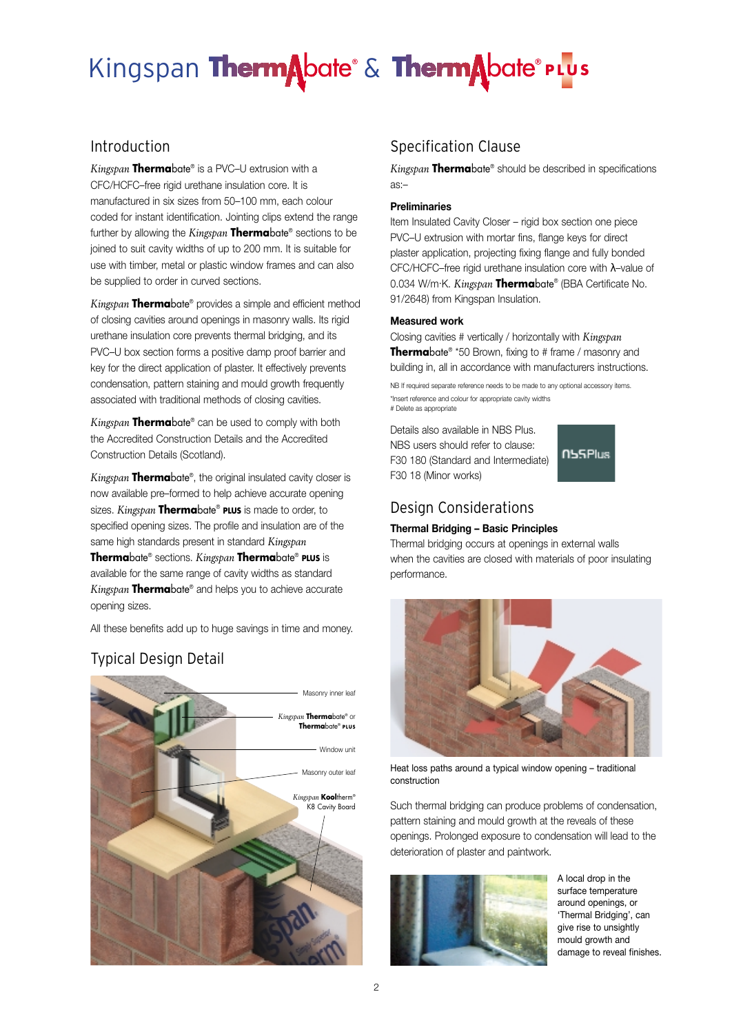# Kingspan Thermabate® & Thermabate® PLUS

## Introduction

*Kingspan* **Therma**bate® is a PVC–U extrusion with a CFC/HCFC–free rigid urethane insulation core. It is manufactured in six sizes from 50–100 mm, each colour coded for instant identification. Jointing clips extend the range further by allowing the *Kingspan* **Therma**bate® sections to be joined to suit cavity widths of up to 200 mm. It is suitable for use with timber, metal or plastic window frames and can also be supplied to order in curved sections.

*Kingspan* **Therma**bate® provides a simple and efficient method of closing cavities around openings in masonry walls. Its rigid urethane insulation core prevents thermal bridging, and its PVC–U box section forms a positive damp proof barrier and key for the direct application of plaster. It effectively prevents condensation, pattern staining and mould growth frequently associated with traditional methods of closing cavities.

*Kingspan* **Therma**bate® can be used to comply with both the Accredited Construction Details and the Accredited Construction Details (Scotland).

*Kingspan* **Therma**bate®, the original insulated cavity closer is now available pre–formed to help achieve accurate opening sizes. *Kingspan* **Therma**bate® **PLUS** is made to order, to specified opening sizes. The profile and insulation are of the same high standards present in standard *Kingspan* **Therma**bate® sections. *Kingspan* **Therma**bate® **PLUS** is available for the same range of cavity widths as standard *Kingspan* **Therma**bate® and helps you to achieve accurate opening sizes.

All these benefits add up to huge savings in time and money.

## Typical Design Detail

Masonry inner leaf

*Kingspan* **Therma**bate® or **Therma**bate® **PLUS**

Window unit

Masonry outer leaf

*Kingspan* **Kool**therm® K8 Cavity Board

## Specification Clause

*Kingspan* **Therma**bate® should be described in specifications as:–

**Preliminaries**

Item Insulated Cavity Closer – rigid box section one piece PVC–U extrusion with mortar fins, flange keys for direct plaster application, projecting fixing flange and fully bonded CFC/HCFC–free rigid urethane insulation core with λ–value of 0.034 W/m·K. *Kingspan* **Therma**bate® (BBA Certificate No. 91/2648) from Kingspan Insulation.

**Measured work**

Closing cavities # vertically / horizontally with *Kingspan* **Therma**bate® *50 Brown, fixing to # frame / masonry and building in, all in accordance with manufacturers instructions.

NB If required separate reference needs to be made to any optional accessory items.
*Insert reference and colour for appropriate cavity widths
# Delete as appropriate

Details also available in NBS Plus.
NBS users should refer to clause:
F30 180 (Standard and Intermediate)
F30 18 (Minor works)

NBSPlus

## Design Considerations

**Thermal Bridging – Basic Principles**

Thermal bridging occurs at openings in external walls when the cavities are closed with materials of poor insulating performance.

Heat loss paths around a typical window opening – traditional construction

Such thermal bridging can produce problems of condensation, pattern staining and mould growth at the reveals of these openings. Prolonged exposure to condensation will lead to the deterioration of plaster and paintwork.

A local drop in the surface temperature around openings, or 'Thermal Bridging', can give rise to unsightly mould growth and damage to reveal finishes.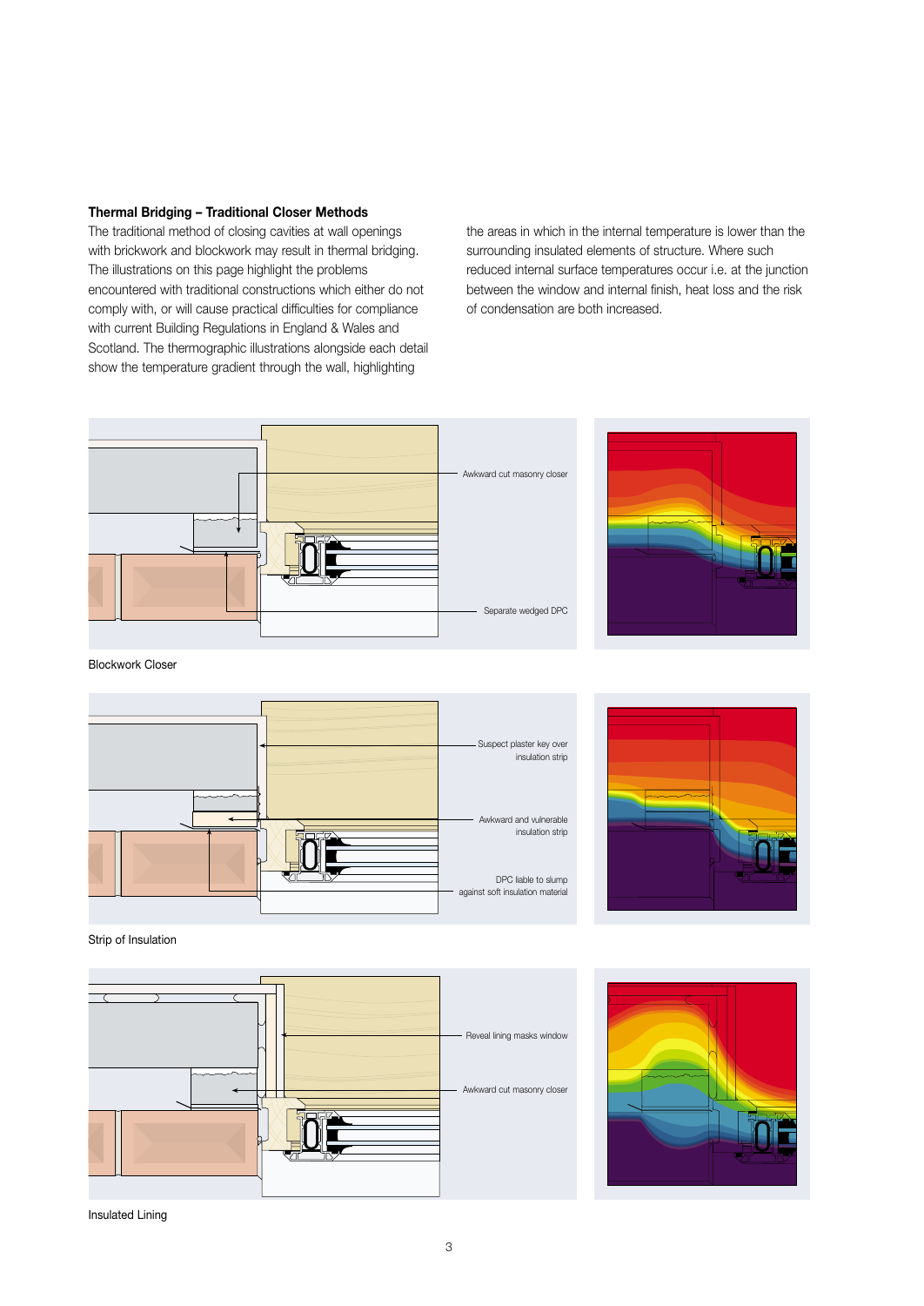### Thermal Bridging – Traditional Closer Methods

The traditional method of closing cavities at wall openings with brickwork and blockwork may result in thermal bridging. The illustrations on this page highlight the problems encountered with traditional constructions which either do not comply with, or will cause practical difficulties for compliance with current Building Regulations in England & Wales and Scotland. The thermographic illustrations alongside each detail show the temperature gradient through the wall, highlighting the areas in which in the internal temperature is lower than the surrounding insulated elements of structure. Where such reduced internal surface temperatures occur i.e. at the junction between the window and internal finish, heat loss and the risk of condensation are both increased.

Awkward cut masonry closer

Separate wedged DPC

Blockwork Closer

Suspect plaster key over insulation strip

Awkward and vulnerable insulation strip

DPC liable to slump against soft insulation material

Strip of Insulation

Reveal lining masks window

Awkward cut masonry closer

Insulated Lining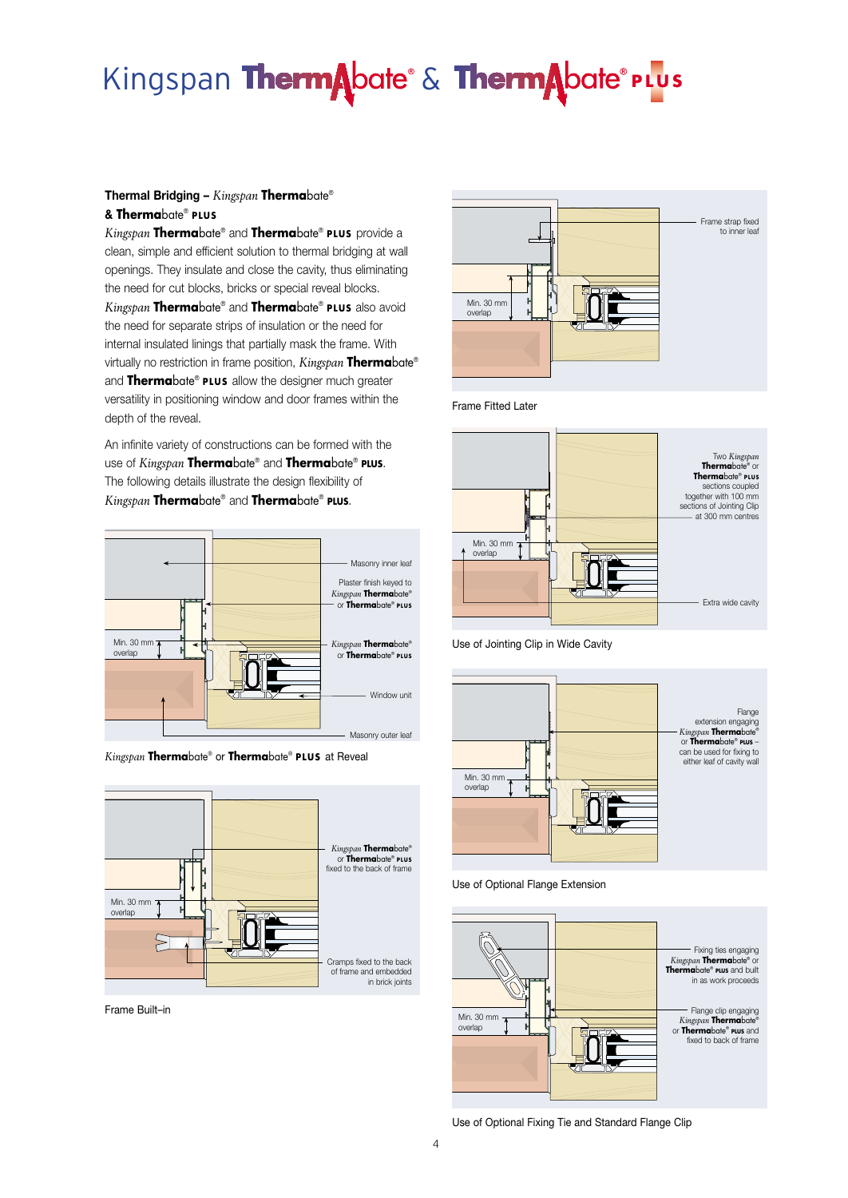## Thermal Bridging – *Kingspan* **Therma**bate® & **Therma**bate® PLUS

*Kingspan* **Therma**bate® and **Therma**bate® PLUS provide a clean, simple and efficient solution to thermal bridging at wall openings. They insulate and close the cavity, thus eliminating the need for cut blocks, bricks or special reveal blocks. *Kingspan* **Therma**bate® and **Therma**bate® PLUS also avoid the need for separate strips of insulation or the need for internal insulated linings that partially mask the frame. With virtually no restriction in frame position, *Kingspan* **Therma**bate® and **Therma**bate® PLUS allow the designer much greater versatility in positioning window and door frames within the depth of the reveal.

An infinite variety of constructions can be formed with the use of *Kingspan* **Therma**bate® and **Therma**bate® PLUS. The following details illustrate the design flexibility of *Kingspan* **Therma**bate® and **Therma**bate® PLUS.

Masonry inner leaf

Plaster finish keyed to *Kingspan* **Therma**bate® or **Therma**bate® PLUS

Min. 30 mm overlap

*Kingspan* **Therma**bate® or **Therma**bate® PLUS

Window unit

Masonry outer leaf

*Kingspan* **Therma**bate® or **Therma**bate® PLUS at Reveal

*Kingspan* **Therma**bate® or **Therma**bate® PLUS fixed to the back of frame

Min. 30 mm overlap

Cramps fixed to the back of frame and embedded in brick joints

Frame Built–in

Frame strap fixed to inner leaf

Min. 30 mm overlap

Frame Fitted Later

Two *Kingspan* **Therma**bate® or **Therma**bate® PLUS sections coupled together with 100 mm sections of Jointing Clip at 300 mm centres

Min. 30 mm overlap

Extra wide cavity

Use of Jointing Clip in Wide Cavity

Flange extension engaging *Kingspan* **Therma**bate® or **Therma**bate® PLUS – can be used for fixing to either leaf of cavity wall

Min. 30 mm overlap

Use of Optional Flange Extension

Fixing ties engaging *Kingspan* **Therma**bate® or **Therma**bate® PLUS and built in as work proceeds

Min. 30 mm overlap

Flange clip engaging *Kingspan* **Therma**bate® or **Therma**bate® PLUS and fixed to back of frame

Use of Optional Fixing Tie and Standard Flange Clip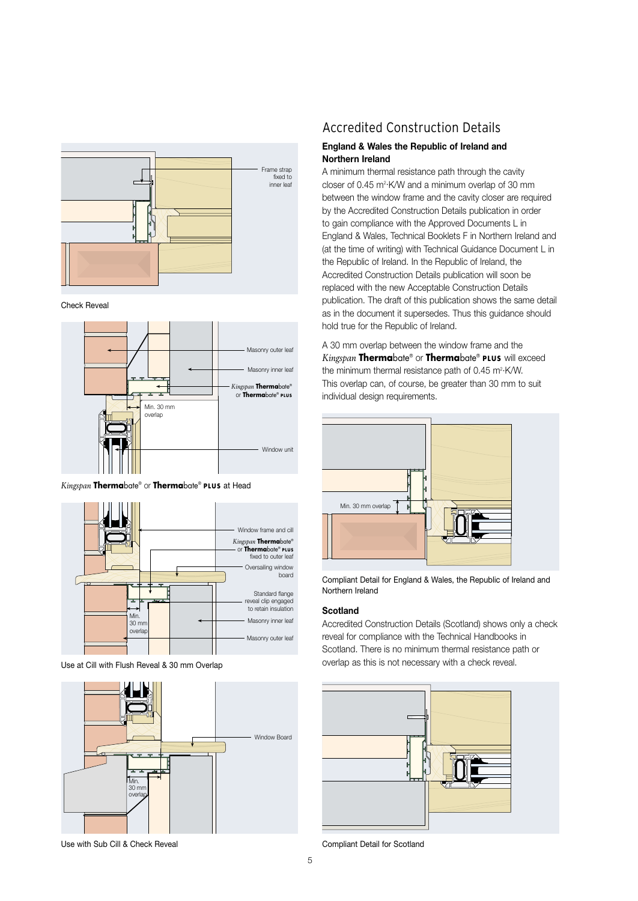Check Reveal

*Kingspan* **Therma**bate® or **Therma**bate® **PLUS** at Head

Use at Cill with Flush Reveal & 30 mm Overlap

Use with Sub Cill & Check Reveal

# Accredited Construction Details

### England & Wales the Republic of Ireland and Northern Ireland

A minimum thermal resistance path through the cavity closer of 0.45 $m^2 \cdot K/W$ and a minimum overlap of 30 mm between the window frame and the cavity closer are required by the Accredited Construction Details publication in order to gain compliance with the Approved Documents L in England & Wales, Technical Booklets F in Northern Ireland and (at the time of writing) with Technical Guidance Document L in the Republic of Ireland. In the Republic of Ireland, the Accredited Construction Details publication will soon be replaced with the new Acceptable Construction Details publication. The draft of this publication shows the same detail as in the document it supersedes. Thus this guidance should hold true for the Republic of Ireland.

A 30 mm overlap between the window frame and the *Kingspan* **Therma**bate® or **Therma**bate® **PLUS** will exceed the minimum thermal resistance path of 0.45 $m^2 \cdot K/W$. This overlap can, of course, be greater than 30 mm to suit individual design requirements.

Compliant Detail for England & Wales, the Republic of Ireland and Northern Ireland

### Scotland

Accredited Construction Details (Scotland) shows only a check reveal for compliance with the Technical Handbooks in Scotland. There is no minimum thermal resistance path or overlap as this is not necessary with a check reveal.

Compliant Detail for Scotland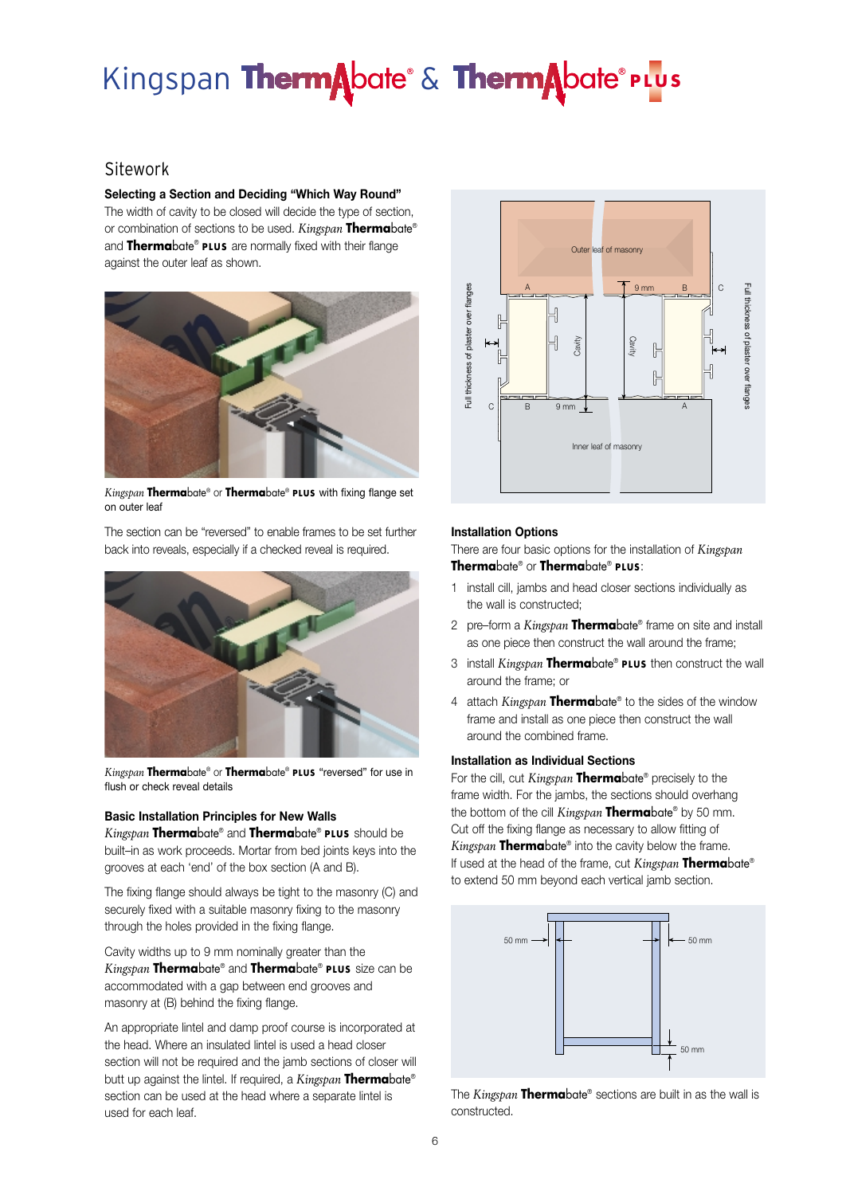# Kingspan Thermabate® & Thermabate® PLUS

## Sitework

**Selecting a Section and Deciding "Which Way Round"**

The width of cavity to be closed will decide the type of section, or combination of sections to be used. *Kingspan* **Therma**bate® and **Therma**bate® **PLUS** are normally fixed with their flange against the outer leaf as shown.

*Kingspan* **Therma**bate® or **Therma**bate® **PLUS** with fixing flange set on outer leaf

The section can be "reversed" to enable frames to be set further back into reveals, especially if a checked reveal is required.

*Kingspan* **Therma**bate® or **Therma**bate® **PLUS** "reversed" for use in flush or check reveal details

**Basic Installation Principles for New Walls**

*Kingspan* **Therma**bate® and **Therma**bate® **PLUS** should be built–in as work proceeds. Mortar from bed joints keys into the grooves at each 'end' of the box section (A and B).

The fixing flange should always be tight to the masonry (C) and securely fixed with a suitable masonry fixing to the masonry through the holes provided in the fixing flange.

Cavity widths up to 9 mm nominally greater than the *Kingspan* **Therma**bate® and **Therma**bate® **PLUS** size can be accommodated with a gap between end grooves and masonry at (B) behind the fixing flange.

An appropriate lintel and damp proof course is incorporated at the head. Where an insulated lintel is used a head closer section will not be required and the jamb sections of closer will butt up against the lintel. If required, a *Kingspan* **Therma**bate® section can be used at the head where a separate lintel is used for each leaf.

**Installation Options**

There are four basic options for the installation of *Kingspan* **Therma**bate® or **Therma**bate® **PLUS**:

1. install cill, jambs and head closer sections individually as the wall is constructed;
2. pre–form a *Kingspan* **Therma**bate® frame on site and install as one piece then construct the wall around the frame;
3. install *Kingspan* **Therma**bate® **PLUS** then construct the wall around the frame; or
4. attach *Kingspan* **Therma**bate® to the sides of the window frame and install as one piece then construct the wall around the combined frame.

**Installation as Individual Sections**

For the cill, cut *Kingspan* **Therma**bate® precisely to the frame width. For the jambs, the sections should overhang the bottom of the cill *Kingspan* **Therma**bate® by 50 mm. Cut off the fixing flange as necessary to allow fitting of *Kingspan* **Therma**bate® into the cavity below the frame. If used at the head of the frame, cut *Kingspan* **Therma**bate® to extend 50 mm beyond each vertical jamb section.

The *Kingspan* **Therma**bate® sections are built in as the wall is constructed.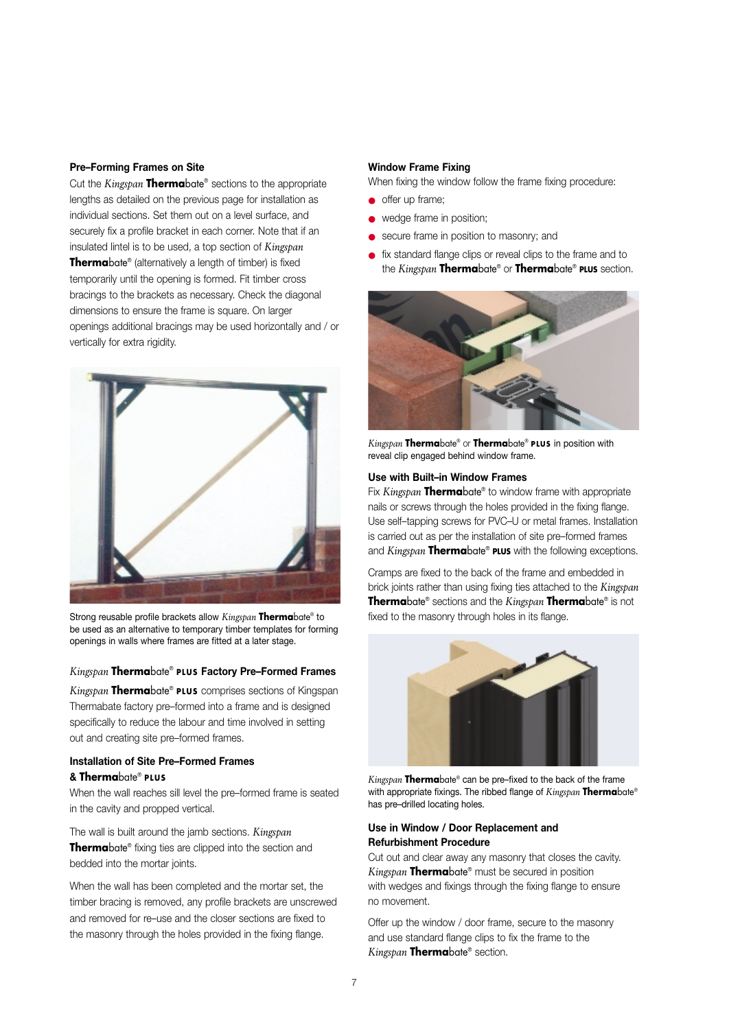### Pre–Forming Frames on Site

Cut the *Kingspan* **Therma**bate® sections to the appropriate lengths as detailed on the previous page for installation as individual sections. Set them out on a level surface, and securely fix a profile bracket in each corner. Note that if an insulated lintel is to be used, a top section of *Kingspan* **Therma**bate® (alternatively a length of timber) is fixed temporarily until the opening is formed. Fit timber cross bracings to the brackets as necessary. Check the diagonal dimensions to ensure the frame is square. On larger openings additional bracings may be used horizontally and / or vertically for extra rigidity.

Strong reusable profile brackets allow *Kingspan* **Therma**bate® to be used as an alternative to temporary timber templates for forming openings in walls where frames are fitted at a later stage.

### *Kingspan* **Therma**bate® PLUS Factory Pre–Formed Frames

*Kingspan* **Therma**bate® PLUS comprises sections of Kingspan Thermabate factory pre–formed into a frame and is designed specifically to reduce the labour and time involved in setting out and creating site pre–formed frames.

### Installation of Site Pre–Formed Frames & **Therma**bate® PLUS

When the wall reaches sill level the pre–formed frame is seated in the cavity and propped vertical.

The wall is built around the jamb sections. *Kingspan* **Therma**bate® fixing ties are clipped into the section and bedded into the mortar joints.

When the wall has been completed and the mortar set, the timber bracing is removed, any profile brackets are unscrewed and removed for re–use and the closer sections are fixed to the masonry through the holes provided in the fixing flange.

### Window Frame Fixing

When fixing the window follow the frame fixing procedure:

- offer up frame;
- wedge frame in position;
- secure frame in position to masonry; and
- fix standard flange clips or reveal clips to the frame and to the *Kingspan* **Therma**bate® or **Therma**bate® PLUS section.

*Kingspan* **Therma**bate® or **Therma**bate® PLUS in position with reveal clip engaged behind window frame.

### Use with Built–in Window Frames

Fix *Kingspan* **Therma**bate® to window frame with appropriate nails or screws through the holes provided in the fixing flange. Use self–tapping screws for PVC–U or metal frames. Installation is carried out as per the installation of site pre–formed frames and *Kingspan* **Therma**bate® PLUS with the following exceptions.

Cramps are fixed to the back of the frame and embedded in brick joints rather than using fixing ties attached to the *Kingspan* **Therma**bate® sections and the *Kingspan* **Therma**bate® is not fixed to the masonry through holes in its flange.

*Kingspan* **Therma**bate® can be pre–fixed to the back of the frame with appropriate fixings. The ribbed flange of *Kingspan* **Therma**bate® has pre–drilled locating holes.

### Use in Window / Door Replacement and Refurbishment Procedure

Cut out and clear away any masonry that closes the cavity. *Kingspan* **Therma**bate® must be secured in position with wedges and fixings through the fixing flange to ensure no movement.

Offer up the window / door frame, secure to the masonry and use standard flange clips to fix the frame to the *Kingspan* **Therma**bate® section.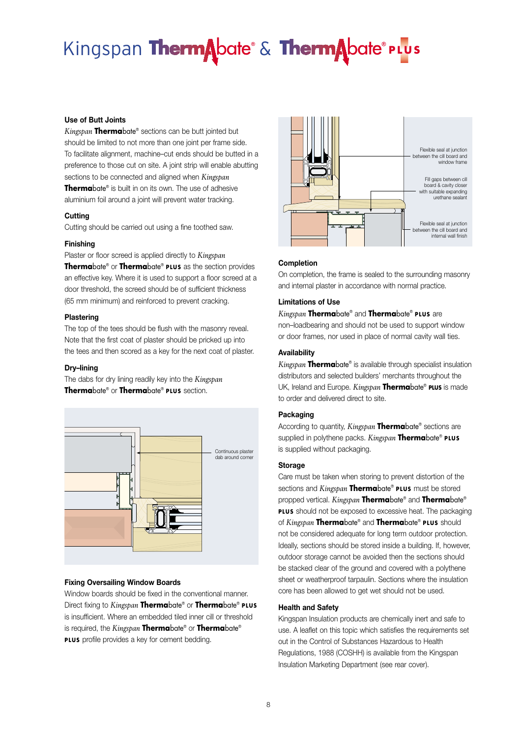# Kingspan Thermabate® & Thermabate® PLUS

### Use of Butt Joints

*Kingspan* **Therma**bate® sections can be butt jointed but should be limited to not more than one joint per frame side. To facilitate alignment, machine–cut ends should be butted in a preference to those cut on site. A joint strip will enable abutting sections to be connected and aligned when *Kingspan* **Therma**bate® is built in on its own. The use of adhesive aluminium foil around a joint will prevent water tracking.

### Cutting

Cutting should be carried out using a fine toothed saw.

### Finishing

Plaster or floor screed is applied directly to *Kingspan* **Therma**bate® or **Therma**bate® **PLUS** as the section provides an effective key. Where it is used to support a floor screed at a door threshold, the screed should be of sufficient thickness (65 mm minimum) and reinforced to prevent cracking.

### Plastering

The top of the tees should be flush with the masonry reveal. Note that the first coat of plaster should be pricked up into the tees and then scored as a key for the next coat of plaster.

### Dry–lining

The dabs for dry lining readily key into the *Kingspan* **Therma**bate® or **Therma**bate® **PLUS** section.

Continuous plaster dab around corner

### Fixing Oversailing Window Boards

Window boards should be fixed in the conventional manner. Direct fixing to *Kingspan* **Therma**bate® or **Therma**bate® **PLUS** is insufficient. Where an embedded tiled inner cill or threshold is required, the *Kingspan* **Therma**bate® or **Therma**bate® **PLUS** profile provides a key for cement bedding.

Flexible seal at junction between the cill board and window frame

Fill gaps between cill board & cavity closer with suitable expanding urethane sealant

Flexible seal at junction between the cill board and internal wall finish

### Completion

On completion, the frame is sealed to the surrounding masonry and internal plaster in accordance with normal practice.

### Limitations of Use

*Kingspan* **Therma**bate® and **Therma**bate® **PLUS** are non–loadbearing and should not be used to support window or door frames, nor used in place of normal cavity wall ties.

### Availability

*Kingspan* **Therma**bate® is available through specialist insulation distributors and selected builders' merchants throughout the UK, Ireland and Europe. *Kingspan* **Therma**bate® **PLUS** is made to order and delivered direct to site.

### Packaging

According to quantity, *Kingspan* **Therma**bate® sections are supplied in polythene packs. *Kingspan* **Therma**bate® **PLUS** is supplied without packaging.

### Storage

Care must be taken when storing to prevent distortion of the sections and *Kingspan* **Therma**bate® **PLUS** must be stored propped vertical. *Kingspan* **Therma**bate® and **Therma**bate® **PLUS** should not be exposed to excessive heat. The packaging of *Kingspan* **Therma**bate® and **Therma**bate® **PLUS** should not be considered adequate for long term outdoor protection. Ideally, sections should be stored inside a building. If, however, outdoor storage cannot be avoided then the sections should be stacked clear of the ground and covered with a polythene sheet or weatherproof tarpaulin. Sections where the insulation core has been allowed to get wet should not be used.

### Health and Safety

Kingspan Insulation products are chemically inert and safe to use. A leaflet on this topic which satisfies the requirements set out in the Control of Substances Hazardous to Health Regulations, 1988 (COSHH) is available from the Kingspan Insulation Marketing Department (see rear cover).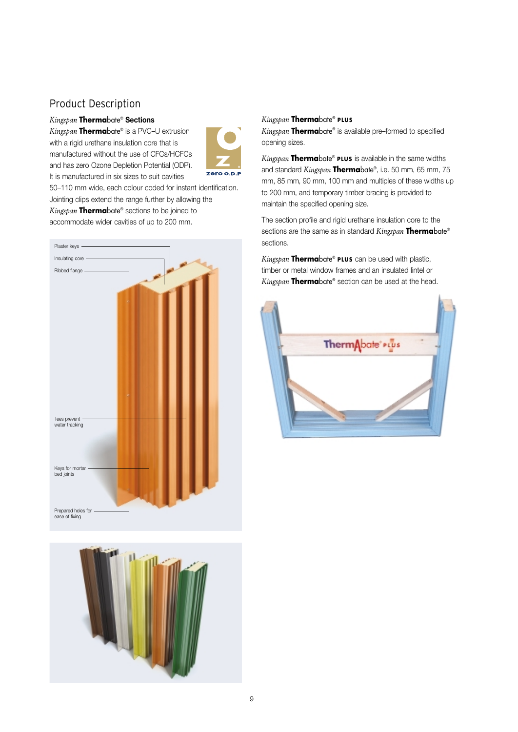## Product Description

### *Kingspan* **Therma**bate® Sections

*Kingspan* **Therma**bate® is a PVC–U extrusion with a rigid urethane insulation core that is manufactured without the use of CFCs/HCFCs and has zero Ozone Depletion Potential (ODP). It is manufactured in six sizes to suit cavities 50–110 mm wide, each colour coded for instant identification. Jointing clips extend the range further by allowing the *Kingspan* **Therma**bate® sections to be joined to accommodate wider cavities of up to 200 mm.

Plaster keys

Insulating core

Ribbed flange

Tees prevent water tracking

Keys for mortar bed joints

Prepared holes for ease of fixing

### *Kingspan* **Therma**bate® PLUS

*Kingspan* **Therma**bate® is available pre–formed to specified opening sizes.

*Kingspan* **Therma**bate® PLUS is available in the same widths and standard *Kingspan* **Therma**bate®, i.e. 50 mm, 65 mm, 75 mm, 85 mm, 90 mm, 100 mm and multiples of these widths up to 200 mm, and temporary timber bracing is provided to maintain the specified opening size.

The section profile and rigid urethane insulation core to the sections are the same as in standard *Kingspan* **Therma**bate® sections.

*Kingspan* **Therma**bate® PLUS can be used with plastic, timber or metal window frames and an insulated lintel or *Kingspan* **Therma**bate® section can be used at the head.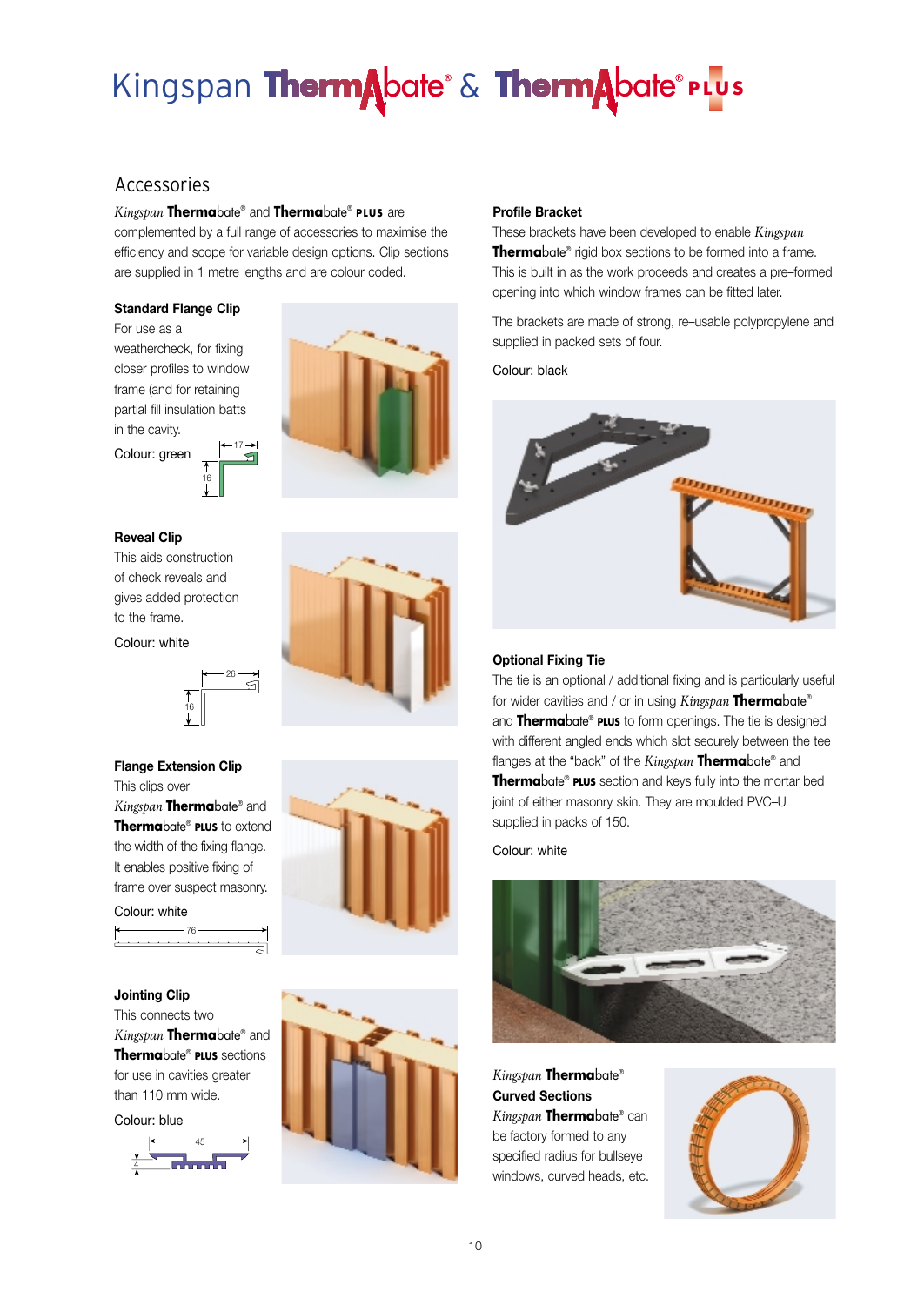# Kingspan Thermabate® & Thermabate® PLUS

## Accessories

*Kingspan* **Therma**bate® and **Therma**bate® **PLUS** are complemented by a full range of accessories to maximise the efficiency and scope for variable design options. Clip sections are supplied in 1 metre lengths and are colour coded.

### Standard Flange Clip

For use as a weathercheck, for fixing closer profiles to window frame (and for retaining partial fill insulation batts in the cavity.

Colour: green

### Reveal Clip

This aids construction of check reveals and gives added protection to the frame.

Colour: white

### Flange Extension Clip

This clips over *Kingspan* **Therma**bate® and **Therma**bate® **PLUS** to extend the width of the fixing flange. It enables positive fixing of frame over suspect masonry.

Colour: white

### Jointing Clip

This connects two *Kingspan* **Therma**bate® and **Therma**bate® **PLUS** sections for use in cavities greater than 110 mm wide.

Colour: blue

### Profile Bracket

These brackets have been developed to enable *Kingspan* **Therma**bate® rigid box sections to be formed into a frame. This is built in as the work proceeds and creates a pre–formed opening into which window frames can be fitted later.

The brackets are made of strong, re–usable polypropylene and supplied in packed sets of four.

Colour: black

### Optional Fixing Tie

The tie is an optional / additional fixing and is particularly useful for wider cavities and / or in using *Kingspan* **Therma**bate® and **Therma**bate® **PLUS** to form openings. The tie is designed with different angled ends which slot securely between the tee flanges at the "back" of the *Kingspan* **Therma**bate® and **Therma**bate® **PLUS** section and keys fully into the mortar bed joint of either masonry skin. They are moulded PVC–U supplied in packs of 150.

Colour: white

### *Kingspan* Thermabate® Curved Sections

*Kingspan* **Therma**bate® can be factory formed to any specified radius for bullseye windows, curved heads, etc.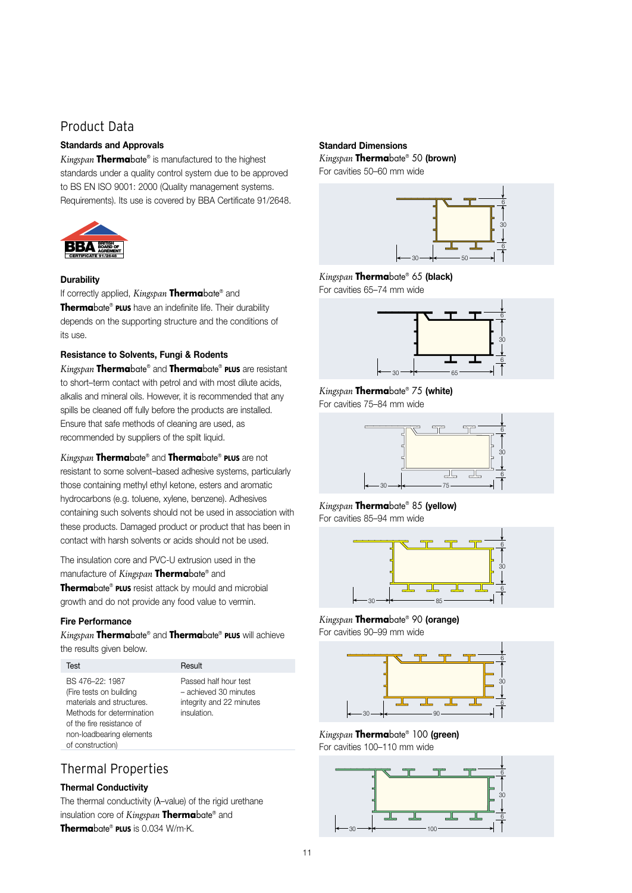## Product Data

### Standards and Approvals

*Kingspan* **Therma**bate® is manufactured to the highest standards under a quality control system due to be approved to BS EN ISO 9001: 2000 (Quality management systems. Requirements). Its use is covered by BBA Certificate 91/2648.

### Durability

If correctly applied, *Kingspan* **Therma**bate® and **Therma**bate® **PLUS** have an indefinite life. Their durability depends on the supporting structure and the conditions of its use.

### Resistance to Solvents, Fungi & Rodents

*Kingspan* **Therma**bate® and **Therma**bate® **PLUS** are resistant to short–term contact with petrol and with most dilute acids, alkalis and mineral oils. However, it is recommended that any spills be cleaned off fully before the products are installed. Ensure that safe methods of cleaning are used, as recommended by suppliers of the spilt liquid.

*Kingspan* **Therma**bate® and **Therma**bate® **PLUS** are not resistant to some solvent–based adhesive systems, particularly those containing methyl ethyl ketone, esters and aromatic hydrocarbons (e.g. toluene, xylene, benzene). Adhesives containing such solvents should not be used in association with these products. Damaged product or product that has been in contact with harsh solvents or acids should not be used.

The insulation core and PVC-U extrusion used in the manufacture of *Kingspan* **Therma**bate® and **Therma**bate® **PLUS** resist attack by mould and microbial growth and do not provide any food value to vermin.

### Fire Performance

*Kingspan* **Therma**bate® and **Therma**bate® **PLUS** will achieve the results given below.

| Test | Result |
|---|---|
| BS 476–22: 1987 (Fire tests on building materials and structures. Methods for determination of the fire resistance of non-loadbearing elements of construction) | Passed half hour test – achieved 30 minutes integrity and 22 minutes insulation. |

## Thermal Properties

### Thermal Conductivity

The thermal conductivity (λ–value) of the rigid urethane insulation core of *Kingspan* **Therma**bate® and **Therma**bate® **PLUS** is 0.034 W/m·K.

### Standard Dimensions

*Kingspan* **Therma**bate® 50 **(brown)**
For cavities 50–60 mm wide

*Kingspan* **Therma**bate® 65 **(black)**
For cavities 65–74 mm wide

*Kingspan* **Therma**bate® 75 **(white)**
For cavities 75–84 mm wide

*Kingspan* **Therma**bate® 85 **(yellow)**
For cavities 85–94 mm wide

*Kingspan* **Therma**bate® 90 **(orange)**
For cavities 90–99 mm wide

*Kingspan* **Therma**bate® 100 **(green)**
For cavities 100–110 mm wide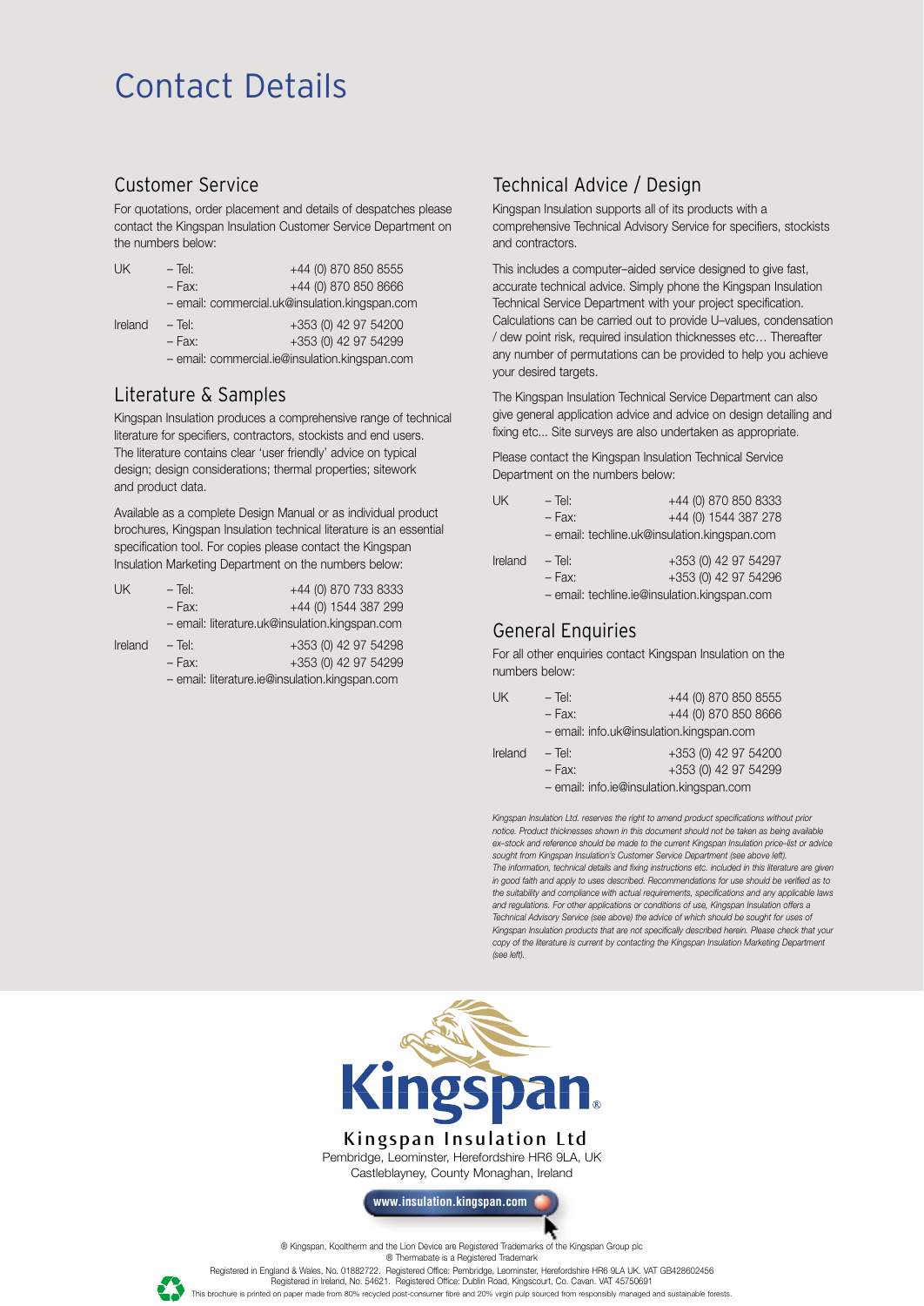# Contact Details

## Customer Service

For quotations, order placement and details of despatches please contact the Kingspan Insulation Customer Service Department on the numbers below:

| | | |
|---|---|---|
| UK | – Tel: | +44 (0) 870 850 8555 |
| | – Fax: | +44 (0) 870 850 8666 |
| | – email: commercial.uk@insulation.kingspan.com | |
| Ireland | – Tel: | +353 (0) 42 97 54200 |
| | – Fax: | +353 (0) 42 97 54299 |
| | – email: commercial.ie@insulation.kingspan.com | |

## Literature & Samples

Kingspan Insulation produces a comprehensive range of technical literature for specifiers, contractors, stockists and end users. The literature contains clear 'user friendly' advice on typical design; design considerations; thermal properties; sitework and product data.

Available as a complete Design Manual or as individual product brochures, Kingspan Insulation technical literature is an essential specification tool. For copies please contact the Kingspan Insulation Marketing Department on the numbers below:

| | | |
|---|---|---|
| UK | – Tel: | +44 (0) 870 733 8333 |
| | – Fax: | +44 (0) 1544 387 299 |
| | – email: literature.uk@insulation.kingspan.com | |
| Ireland | – Tel: | +353 (0) 42 97 54298 |
| | – Fax: | +353 (0) 42 97 54299 |
| | – email: literature.ie@insulation.kingspan.com | |

## Technical Advice / Design

Kingspan Insulation supports all of its products with a comprehensive Technical Advisory Service for specifiers, stockists and contractors.

This includes a computer–aided service designed to give fast, accurate technical advice. Simply phone the Kingspan Insulation Technical Service Department with your project specification. Calculations can be carried out to provide U–values, condensation / dew point risk, required insulation thicknesses etc… Thereafter any number of permutations can be provided to help you achieve your desired targets.

The Kingspan Insulation Technical Service Department can also give general application advice and advice on design detailing and fixing etc... Site surveys are also undertaken as appropriate.

Please contact the Kingspan Insulation Technical Service Department on the numbers below:

| | | |
|---|---|---|
| UK | – Tel: | +44 (0) 870 850 8333 |
| | – Fax: | +44 (0) 1544 387 278 |
| | – email: techline.uk@insulation.kingspan.com | |
| Ireland | – Tel: | +353 (0) 42 97 54297 |
| | – Fax: | +353 (0) 42 97 54296 |
| | – email: techline.ie@insulation.kingspan.com | |

## General Enquiries

For all other enquiries contact Kingspan Insulation on the numbers below:

| | | |
|---|---|---|
| UK | – Tel: | +44 (0) 870 850 8555 |
| | – Fax: | +44 (0) 870 850 8666 |
| | – email: info.uk@insulation.kingspan.com | |
| Ireland | – Tel: | +353 (0) 42 97 54200 |
| | – Fax: | +353 (0) 42 97 54299 |
| | – email: info.ie@insulation.kingspan.com | |

*Kingspan Insulation Ltd. reserves the right to amend product specifications without prior notice. Product thicknesses shown in this document should not be taken as being available ex–stock and reference should be made to the current Kingspan Insulation price–list or advice sought from Kingspan Insulation's Customer Service Department (see above left).*
*The information, technical details and fixing instructions etc. included in this literature are given in good faith and apply to uses described. Recommendations for use should be verified as to the suitability and compliance with actual requirements, specifications and any applicable laws and regulations. For other applications or conditions of use, Kingspan Insulation offers a Technical Advisory Service (see above) the advice of which should be sought for uses of Kingspan Insulation products that are not specifically described herein. Please check that your copy of the literature is current by contacting the Kingspan Insulation Marketing Department (see left).*

**Kingspan Insulation Ltd**

Pembridge, Leominster, Herefordshire HR6 9LA, UK

Castleblayney, County Monaghan, Ireland

www.insulation.kingspan.com

® Kingspan, Kooltherm and the Lion Device are Registered Trademarks of the Kingspan Group plc

® Thermabate is a Registered Trademark

Registered in England & Wales, No. 01882722. Registered Office: Pembridge, Leominster, Herefordshire HR6 9LA UK. VAT GB428602456

Registered in Ireland, No. 54621. Registered Office: Dublin Road, Kingscourt, Co. Cavan. VAT 4575069I

This brochure is printed on paper made from 80% recycled post-consumer fibre and 20% virgin pulp sourced from responsibly managed and sustainable forests.